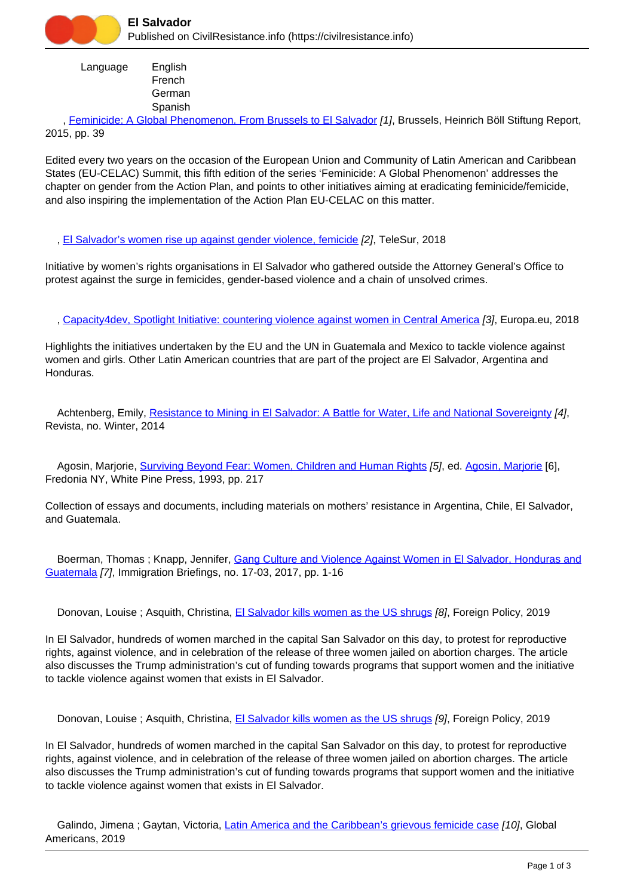Language English
French
German
Spanish

, Feminicide: A Global Phenomenon. From Brussels to El Salvador [1], Brussels, Heinrich Böll Stiftung Report, 2015, pp. 39

Edited every two years on the occasion of the European Union and Community of Latin American and Caribbean States (EU-CELAC) Summit, this fifth edition of the series 'Feminicide: A Global Phenomenon' addresses the chapter on gender from the Action Plan, and points to other initiatives aiming at eradicating feminicide/femicide, and also inspiring the implementation of the Action Plan EU-CELAC on this matter.

, El Salvador's women rise up against gender violence, femicide [2], TeleSur, 2018

Initiative by women's rights organisations in El Salvador who gathered outside the Attorney General's Office to protest against the surge in femicides, gender-based violence and a chain of unsolved crimes.

, Capacity4dev, Spotlight Initiative: countering violence against women in Central America [3], Europa.eu, 2018

Highlights the initiatives undertaken by the EU and the UN in Guatemala and Mexico to tackle violence against women and girls. Other Latin American countries that are part of the project are El Salvador, Argentina and Honduras.

Achtenberg, Emily, Resistance to Mining in El Salvador: A Battle for Water, Life and National Sovereignty [4], Revista, no. Winter, 2014

Agosin, Marjorie, Surviving Beyond Fear: Women, Children and Human Rights [5], ed. Agosin, Marjorie [6], Fredonia NY, White Pine Press, 1993, pp. 217

Collection of essays and documents, including materials on mothers' resistance in Argentina, Chile, El Salvador, and Guatemala.

Boerman, Thomas ; Knapp, Jennifer, Gang Culture and Violence Against Women in El Salvador, Honduras and Guatemala [7], Immigration Briefings, no. 17-03, 2017, pp. 1-16

Donovan, Louise ; Asquith, Christina, El Salvador kills women as the US shrugs [8], Foreign Policy, 2019

In El Salvador, hundreds of women marched in the capital San Salvador on this day, to protest for reproductive rights, against violence, and in celebration of the release of three women jailed on abortion charges. The article also discusses the Trump administration's cut of funding towards programs that support women and the initiative to tackle violence against women that exists in El Salvador.

Donovan, Louise ; Asquith, Christina, El Salvador kills women as the US shrugs [9], Foreign Policy, 2019

In El Salvador, hundreds of women marched in the capital San Salvador on this day, to protest for reproductive rights, against violence, and in celebration of the release of three women jailed on abortion charges. The article also discusses the Trump administration's cut of funding towards programs that support women and the initiative to tackle violence against women that exists in El Salvador.

Galindo, Jimena ; Gaytan, Victoria, Latin America and the Caribbean's grievous femicide case [10], Global Americans, 2019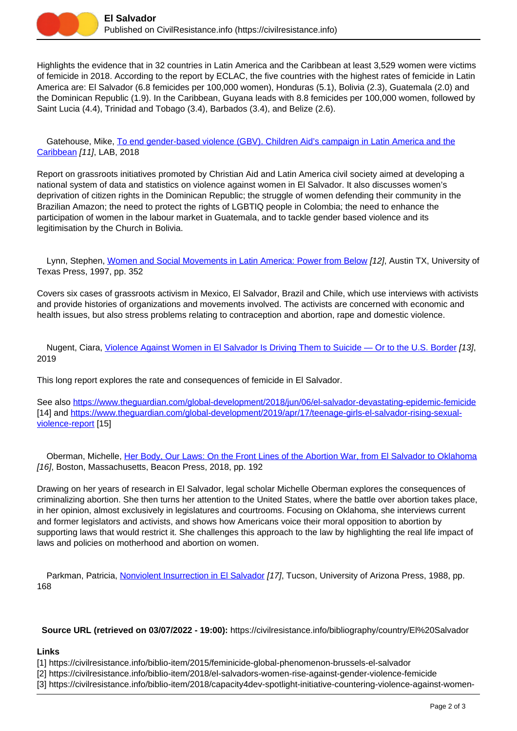Highlights the evidence that in 32 countries in Latin America and the Caribbean at least 3,529 women were victims of femicide in 2018. According to the report by ECLAC, the five countries with the highest rates of femicide in Latin America are: El Salvador (6.8 femicides per 100,000 women), Honduras (5.1), Bolivia (2.3), Guatemala (2.0) and the Dominican Republic (1.9). In the Caribbean, Guyana leads with 8.8 femicides per 100,000 women, followed by Saint Lucia (4.4), Trinidad and Tobago (3.4), Barbados (3.4), and Belize (2.6).

Gatehouse, Mike, [To end gender-based violence (GBV). Children Aid's campaign in Latin America and the Caribbean](#) *[11]*, LAB, 2018

Report on grassroots initiatives promoted by Christian Aid and Latin America civil society aimed at developing a national system of data and statistics on violence against women in El Salvador. It also discusses women's deprivation of citizen rights in the Dominican Republic; the struggle of women defending their community in the Brazilian Amazon; the need to protect the rights of LGBTIQ people in Colombia; the need to enhance the participation of women in the labour market in Guatemala, and to tackle gender based violence and its legitimisation by the Church in Bolivia.

Lynn, Stephen, [Women and Social Movements in Latin America: Power from Below](#) *[12]*, Austin TX, University of Texas Press, 1997, pp. 352

Covers six cases of grassroots activism in Mexico, El Salvador, Brazil and Chile, which use interviews with activists and provide histories of organizations and movements involved. The activists are concerned with economic and health issues, but also stress problems relating to contraception and abortion, rape and domestic violence.

Nugent, Ciara, [Violence Against Women in El Salvador Is Driving Them to Suicide — Or to the U.S. Border](#) *[13]*, 2019

This long report explores the rate and consequences of femicide in El Salvador.

See also https://www.theguardian.com/global-development/2018/jun/06/el-salvador-devastating-epidemic-femicide [14] and https://www.theguardian.com/global-development/2019/apr/17/teenage-girls-el-salvador-rising-sexual-violence-report [15]

Oberman, Michelle, [Her Body, Our Laws: On the Front Lines of the Abortion War, from El Salvador to Oklahoma](#) *[16]*, Boston, Massachusetts, Beacon Press, 2018, pp. 192

Drawing on her years of research in El Salvador, legal scholar Michelle Oberman explores the consequences of criminalizing abortion. She then turns her attention to the United States, where the battle over abortion takes place, in her opinion, almost exclusively in legislatures and courtrooms. Focusing on Oklahoma, she interviews current and former legislators and activists, and shows how Americans voice their moral opposition to abortion by supporting laws that would restrict it. She challenges this approach to the law by highlighting the real life impact of laws and policies on motherhood and abortion on women.

Parkman, Patricia, [Nonviolent Insurrection in El Salvador](#) *[17]*, Tucson, University of Arizona Press, 1988, pp. 168

**Source URL (retrieved on 03/07/2022 - 19:00):** https://civilresistance.info/bibliography/country/El%20Salvador

**Links**

[1] https://civilresistance.info/biblio-item/2015/feminicide-global-phenomenon-brussels-el-salvador
[2] https://civilresistance.info/biblio-item/2018/el-salvadors-women-rise-against-gender-violence-femicide
[3] https://civilresistance.info/biblio-item/2018/capacity4dev-spotlight-initiative-countering-violence-against-women-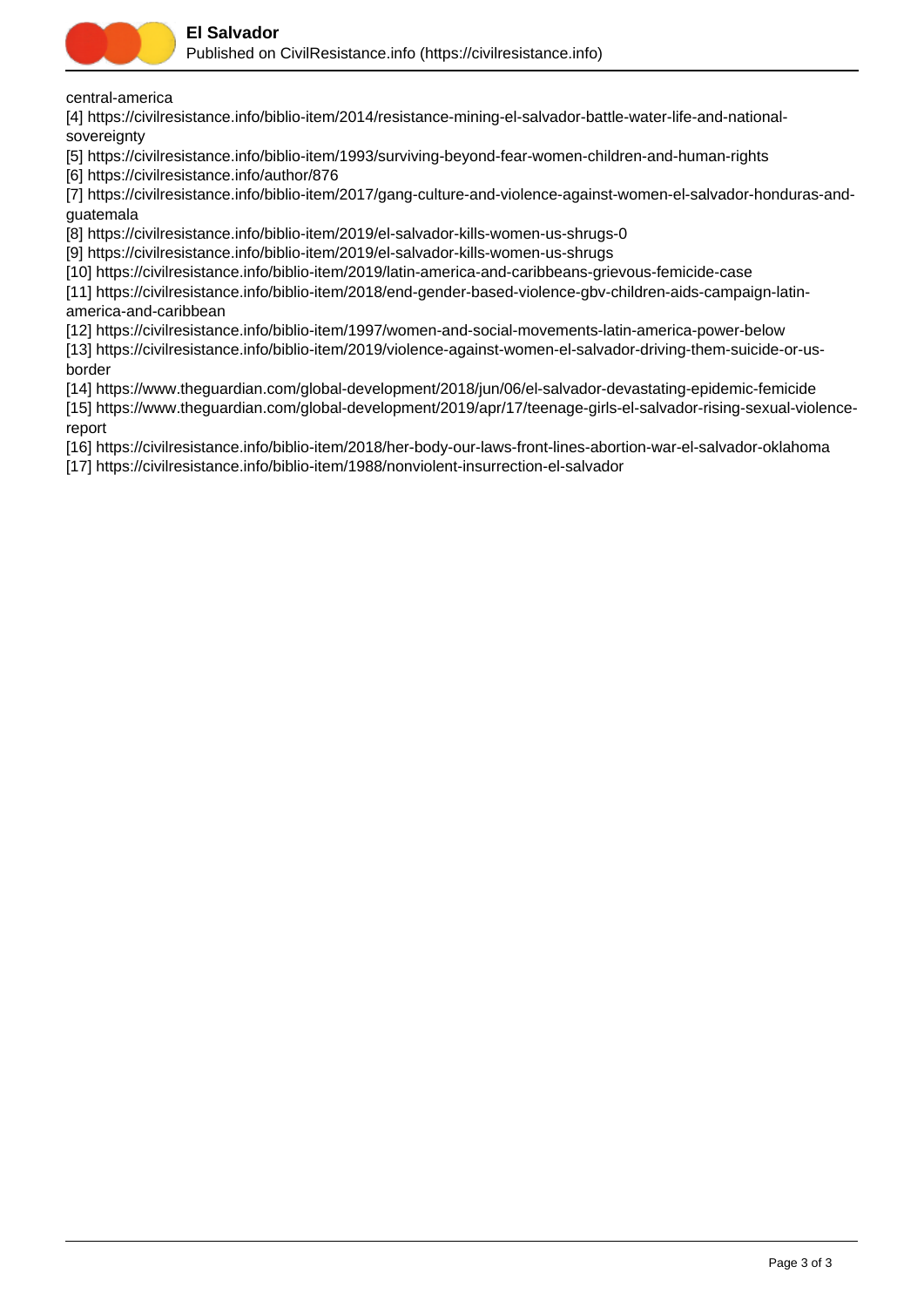central-america

[4] https://civilresistance.info/biblio-item/2014/resistance-mining-el-salvador-battle-water-life-and-national-sovereignty

[5] https://civilresistance.info/biblio-item/1993/surviving-beyond-fear-women-children-and-human-rights

[6] https://civilresistance.info/author/876

[7] https://civilresistance.info/biblio-item/2017/gang-culture-and-violence-against-women-el-salvador-honduras-and-guatemala

[8] https://civilresistance.info/biblio-item/2019/el-salvador-kills-women-us-shrugs-0

[9] https://civilresistance.info/biblio-item/2019/el-salvador-kills-women-us-shrugs

[10] https://civilresistance.info/biblio-item/2019/latin-america-and-caribbeans-grievous-femicide-case

[11] https://civilresistance.info/biblio-item/2018/end-gender-based-violence-gbv-children-aids-campaign-latin-america-and-caribbean

[12] https://civilresistance.info/biblio-item/1997/women-and-social-movements-latin-america-power-below

[13] https://civilresistance.info/biblio-item/2019/violence-against-women-el-salvador-driving-them-suicide-or-us-border

[14] https://www.theguardian.com/global-development/2018/jun/06/el-salvador-devastating-epidemic-femicide

[15] https://www.theguardian.com/global-development/2019/apr/17/teenage-girls-el-salvador-rising-sexual-violence-report

[16] https://civilresistance.info/biblio-item/2018/her-body-our-laws-front-lines-abortion-war-el-salvador-oklahoma

[17] https://civilresistance.info/biblio-item/1988/nonviolent-insurrection-el-salvador